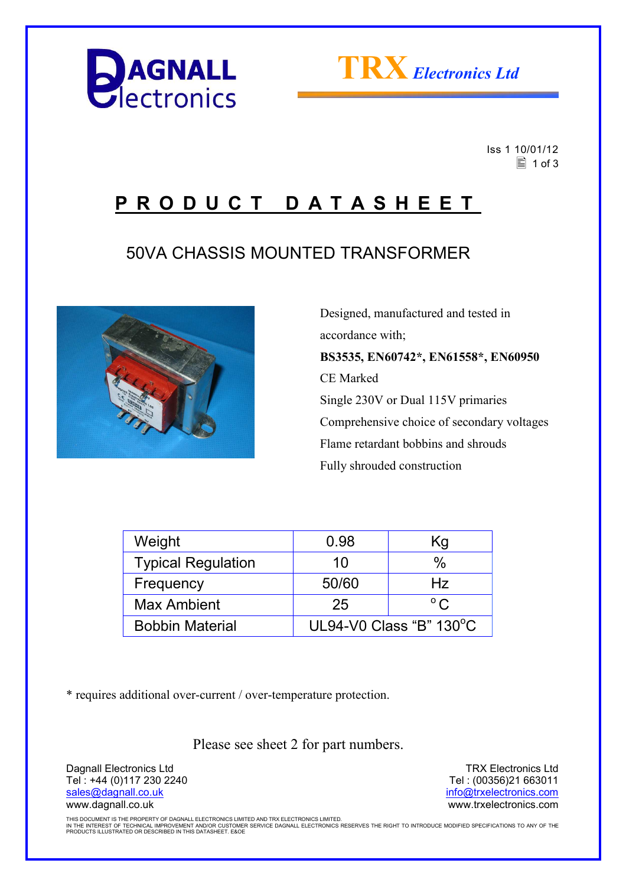DAGNALL Electronics

TRX Electronics Ltd

Iss 1 10/01/12

# PRODUCT DATASHEET

## 50VA CHASSIS MOUNTED TRANSFORMER

Designed, manufactured and tested in accordance with;

**BS3535, EN60742*, EN61558*, EN60950**

CE Marked

Single 230V or Dual 115V primaries

Comprehensive choice of secondary voltages

Flame retardant bobbins and shrouds

Fully shrouded construction

| Weight | 0.98 | Kg |
|---|---|---|
| Typical Regulation | 10 | % |
| Frequency | 50/60 | Hz |
| Max Ambient | 25 | °C |
| Bobbin Material | UL94-V0 Class "B" 130°C | |

* requires additional over-current / over-temperature protection.

Please see sheet 2 for part numbers.

Dagnall Electronics Ltd
Tel : +44 (0)117 230 2240
sales@dagnall.co.uk
www.dagnall.co.uk

TRX Electronics Ltd
Tel : (00356)21 663011
info@trxelectronics.com
www.trxelectronics.com

THIS DOCUMENT IS THE PROPERTY OF DAGNALL ELECTRONICS LIMITED AND TRX ELECTRONICS LIMITED.
IN THE INTEREST OF TECHNICAL IMPROVEMENT AND/OR CUSTOMER SERVICE DAGNALL ELECTRONICS RESERVES THE RIGHT TO INTRODUCE MODIFIED SPECIFICATIONS TO ANY OF THE PRODUCTS ILLUSTRATED OR DESCRIBED IN THIS DATASHEET. E&OE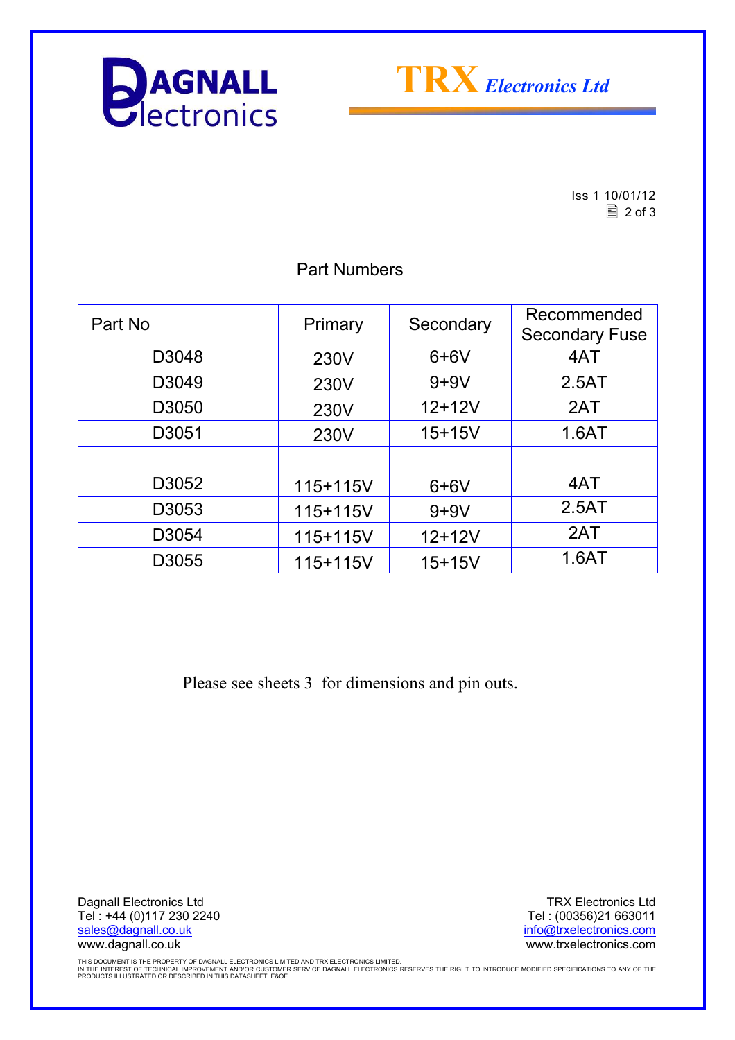Iss 1 10/01/12

## Part Numbers

| Part No | Primary | Secondary | Recommended Secondary Fuse |
|---|---|---|---|
| D3048 | 230V | 6+6V | 4AT |
| D3049 | 230V | 9+9V | 2.5AT |
| D3050 | 230V | 12+12V | 2AT |
| D3051 | 230V | 15+15V | 1.6AT |
| | | | |
| D3052 | 115+115V | 6+6V | 4AT |
| D3053 | 115+115V | 9+9V | 2.5AT |
| D3054 | 115+115V | 12+12V | 2AT |
| D3055 | 115+115V | 15+15V | 1.6AT |

Please see sheets 3 for dimensions and pin outs.

Dagnall Electronics Ltd
Tel : +44 (0)117 230 2240
sales@dagnall.co.uk
www.dagnall.co.uk

TRX Electronics Ltd
Tel : (00356)21 663011
info@trxelectronics.com
www.trxelectronics.com

THIS DOCUMENT IS THE PROPERTY OF DAGNALL ELECTRONICS LIMITED AND TRX ELECTRONICS LIMITED.
IN THE INTEREST OF TECHNICAL IMPROVEMENT AND/OR CUSTOMER SERVICE DAGNALL ELECTRONICS RESERVES THE RIGHT TO INTRODUCE MODIFIED SPECIFICATIONS TO ANY OF THE PRODUCTS ILLUSTRATED OR DESCRIBED IN THIS DATASHEET. E&OE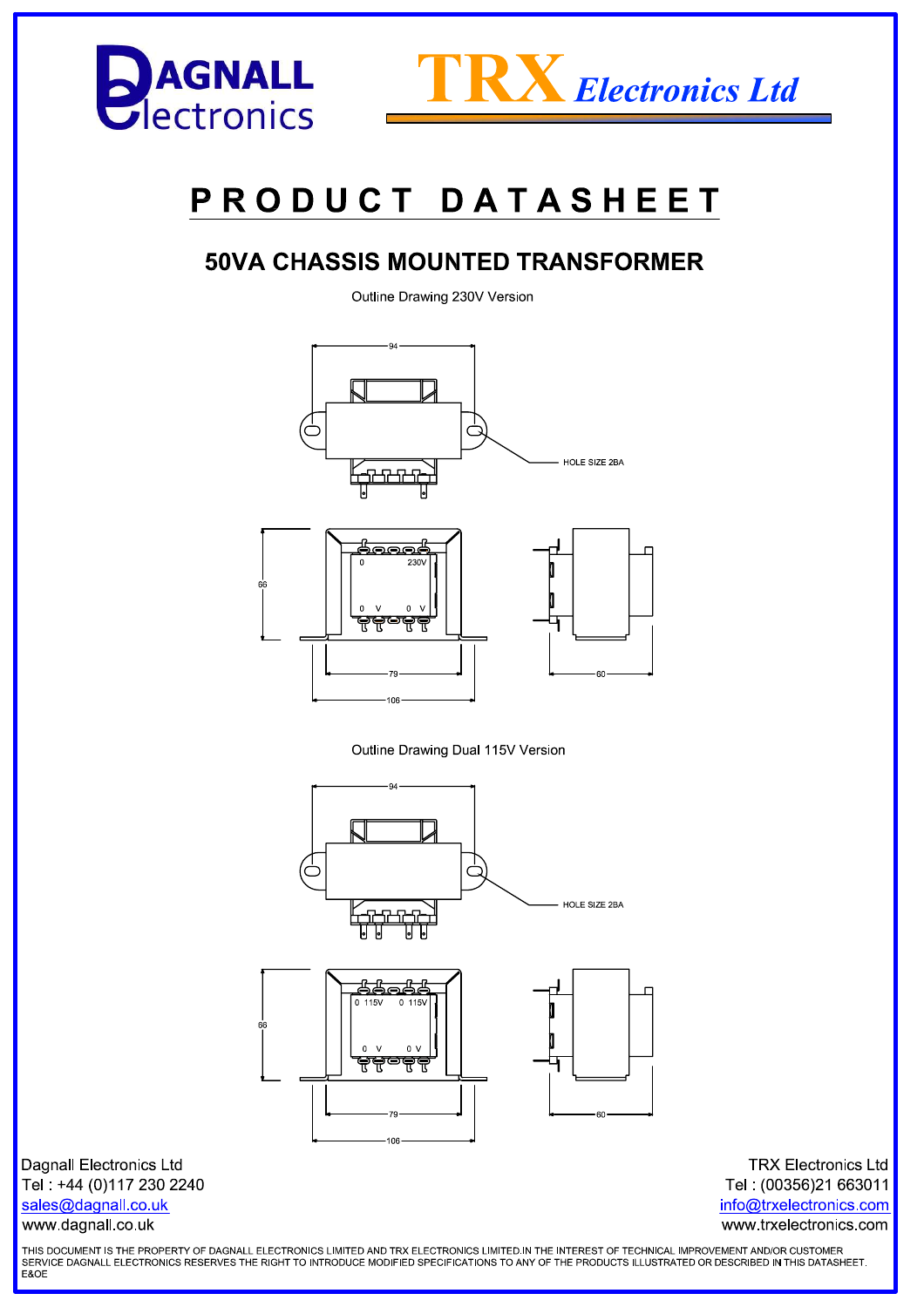# PRODUCT DATASHEET

## 50VA CHASSIS MOUNTED TRANSFORMER

Outline Drawing 230V Version

94

HOLE SIZE 2BA

66

0 230V

0 V 0 V

79

106

60

Outline Drawing Dual 115V Version

94

HOLE SIZE 2BA

66

0 115V 0 115V

0 V 0 V

79

106

60

Dagnall Electronics Ltd
Tel : +44 (0)117 230 2240
sales@dagnall.co.uk
www.dagnall.co.uk

TRX Electronics Ltd
Tel : (00356)21 663011
info@trxelectronics.com
www.trxelectronics.com

THIS DOCUMENT IS THE PROPERTY OF DAGNALL ELECTRONICS LIMITED AND TRX ELECTRONICS LIMITED.IN THE INTEREST OF TECHNICAL IMPROVEMENT AND/OR CUSTOMER SERVICE DAGNALL ELECTRONICS RESERVES THE RIGHT TO INTRODUCE MODIFIED SPECIFICATIONS TO ANY OF THE PRODUCTS ILLUSTRATED OR DESCRIBED IN THIS DATASHEET. E&OE